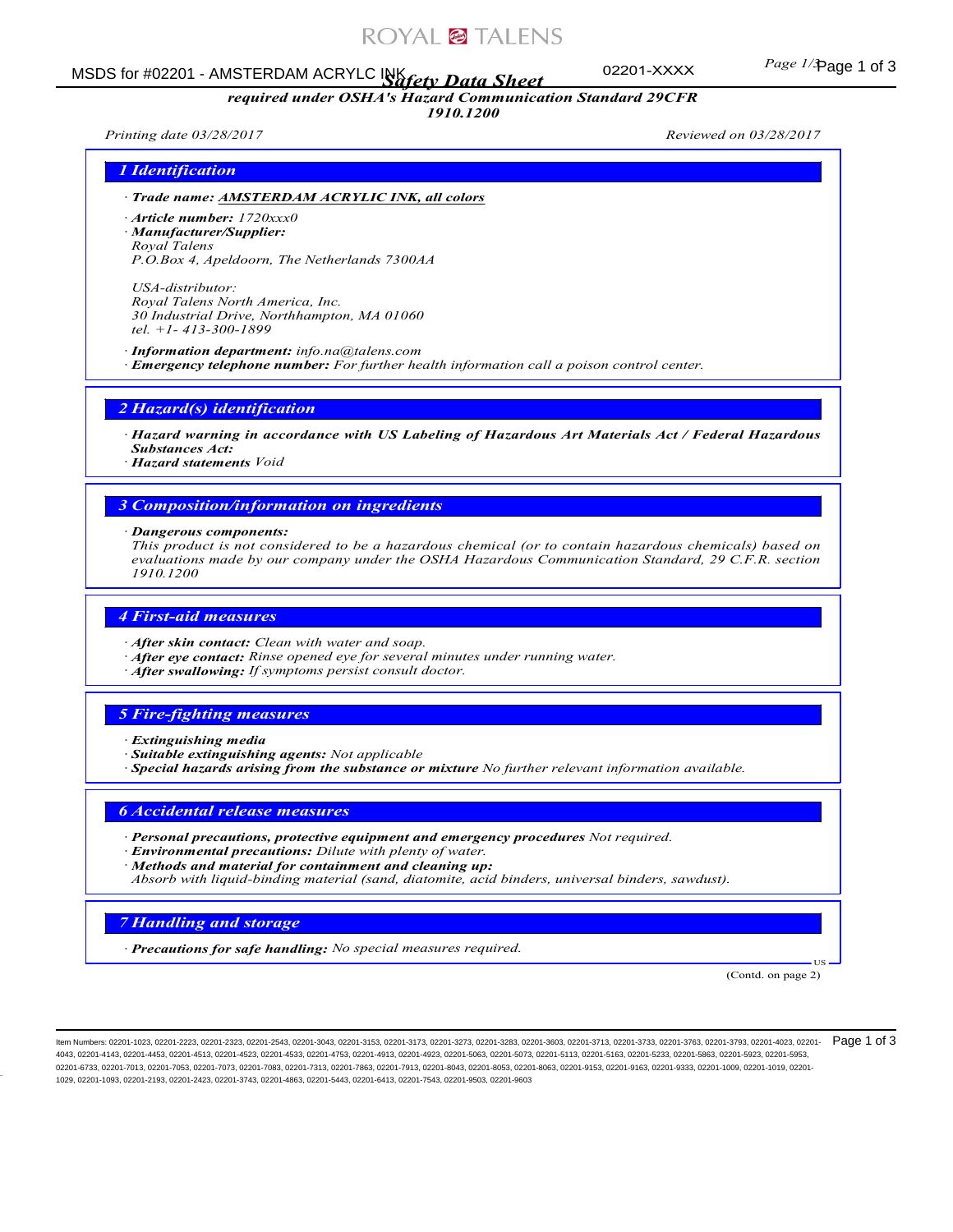# Safety Data Sheet

***required under OSHA's Hazard Communication Standard 29CFR 1910.1200***

*Printing date 03/28/2017* *Reviewed on 03/28/2017*

## 1 Identification

· ***Trade name:*** ***AMSTERDAM ACRYLIC INK, all colors***

· ***Article number:*** *1720xxx0*

· ***Manufacturer/Supplier:***
*Royal Talens*
*P.O.Box 4, Apeldoorn, The Netherlands 7300AA*

*USA-distributor:*
*Royal Talens North America, Inc.*
*30 Industrial Drive, Northhampton, MA 01060*
*tel. +1- 413-300-1899*

· ***Information department:*** *info.na@talens.com*

· ***Emergency telephone number:*** *For further health information call a poison control center.*

## 2 Hazard(s) identification

· ***Hazard warning in accordance with US Labeling of Hazardous Art Materials Act / Federal Hazardous Substances Act:***

· ***Hazard statements*** *Void*

## 3 Composition/information on ingredients

· ***Dangerous components:***
*This product is not considered to be a hazardous chemical (or to contain hazardous chemicals) based on evaluations made by our company under the OSHA Hazardous Communication Standard, 29 C.F.R. section 1910.1200*

## 4 First-aid measures

· ***After skin contact:*** *Clean with water and soap.*

· ***After eye contact:*** *Rinse opened eye for several minutes under running water.*

· ***After swallowing:*** *If symptoms persist consult doctor.*

## 5 Fire-fighting measures

· ***Extinguishing media***

· ***Suitable extinguishing agents:*** *Not applicable*

· ***Special hazards arising from the substance or mixture*** *No further relevant information available.*

## 6 Accidental release measures

· ***Personal precautions, protective equipment and emergency procedures*** *Not required.*

· ***Environmental precautions:*** *Dilute with plenty of water.*

· ***Methods and material for containment and cleaning up:***
*Absorb with liquid-binding material (sand, diatomite, acid binders, universal binders, sawdust).*

## 7 Handling and storage

· ***Precautions for safe handling:*** *No special measures required.*

(Contd. on page 2)

Item Numbers: 02201-1023, 02201-2223, 02201-2323, 02201-2543, 02201-3043, 02201-3153, 02201-3173, 02201-3273, 02201-3283, 02201-3603, 02201-3713, 02201-3733, 02201-3763, 02201-3793, 02201-4023, 02201-4043, 02201-4143, 02201-4453, 02201-4513, 02201-4523, 02201-4533, 02201-4753, 02201-4913, 02201-4923, 02201-5063, 02201-5073, 02201-5113, 02201-5163, 02201-5233, 02201-5863, 02201-5923, 02201-5953, 02201-6733, 02201-7013, 02201-7053, 02201-7073, 02201-7083, 02201-7313, 02201-7863, 02201-7913, 02201-8043, 02201-8053, 02201-8063, 02201-9153, 02201-9163, 02201-9333, 02201-1009, 02201-1019, 02201-1029, 02201-1093, 02201-2193, 02201-2423, 02201-3743, 02201-4863, 02201-5443, 02201-6413, 02201-7543, 02201-9503, 02201-9603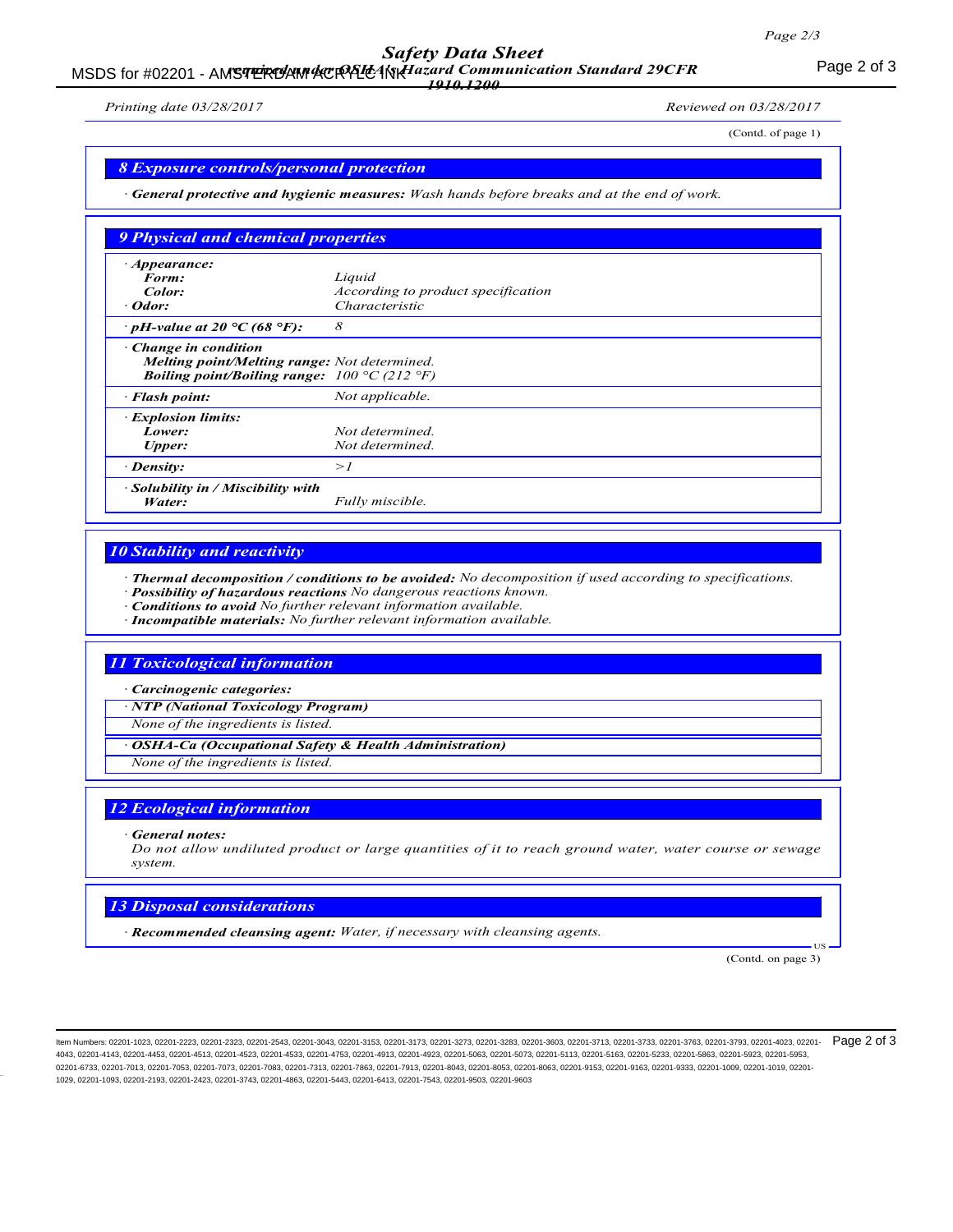(Contd. of page 1)

## 8 Exposure controls/personal protection

· **General protective and hygienic measures:** *Wash hands before breaks and at the end of work.*

## 9 Physical and chemical properties

| | |
|---|---|
| · **Appearance:** | |
| **Form:** | *Liquid* |
| **Color:** | *According to product specification* |
| · **Odor:** | *Characteristic* |
| · **pH-value at 20 °C (68 °F):** | *8* |
| · **Change in condition** | |
| **Melting point/Melting range:** | *Not determined.* |
| **Boiling point/Boiling range:** | *100 °C (212 °F)* |
| · **Flash point:** | *Not applicable.* |
| · **Explosion limits:** | |
| **Lower:** | *Not determined.* |
| **Upper:** | *Not determined.* |
| · **Density:** | *>1* |
| · **Solubility in / Miscibility with Water:** | *Fully miscible.* |

## 10 Stability and reactivity

· **Thermal decomposition / conditions to be avoided:** *No decomposition if used according to specifications.*
· **Possibility of hazardous reactions** *No dangerous reactions known.*
· **Conditions to avoid** *No further relevant information available.*
· **Incompatible materials:** *No further relevant information available.*

## 11 Toxicological information

· **Carcinogenic categories:**

· **NTP (National Toxicology Program)**

*None of the ingredients is listed.*

· **OSHA-Ca (Occupational Safety & Health Administration)**

*None of the ingredients is listed.*

## 12 Ecological information

· **General notes:**
*Do not allow undiluted product or large quantities of it to reach ground water, water course or sewage system.*

## 13 Disposal considerations

· **Recommended cleansing agent:** *Water, if necessary with cleansing agents.*

(Contd. on page 3)

Item Numbers: 02201-1023, 02201-2223, 02201-2323, 02201-2543, 02201-3043, 02201-3153, 02201-3173, 02201-3273, 02201-3283, 02201-3603, 02201-3713, 02201-3733, 02201-3763, 02201-3793, 02201-4023, 02201-4043, 02201-4143, 02201-4453, 02201-4513, 02201-4523, 02201-4533, 02201-4753, 02201-4913, 02201-4923, 02201-5063, 02201-5073, 02201-5113, 02201-5163, 02201-5233, 02201-5863, 02201-5923, 02201-5953, 02201-6733, 02201-7013, 02201-7053, 02201-7073, 02201-7083, 02201-7313, 02201-7863, 02201-7913, 02201-8043, 02201-8053, 02201-8063, 02201-9153, 02201-9163, 02201-9333, 02201-1009, 02201-1019, 02201-1029, 02201-1093, 02201-2193, 02201-2423, 02201-3743, 02201-4863, 02201-5443, 02201-6413, 02201-7543, 02201-9503, 02201-9603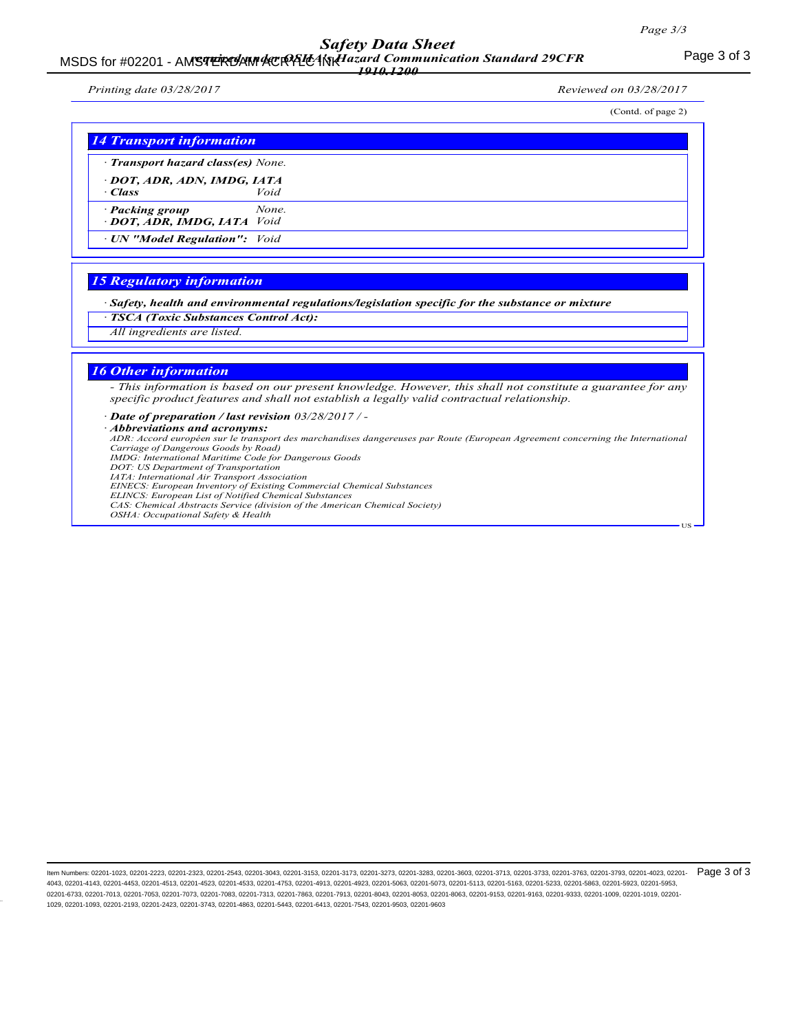(Contd. of page 2)

## 14 Transport information

· **Transport hazard class(es)** *None.*

· **DOT, ADR, ADN, IMDG, IATA**
· **Class** *Void*

· **Packing group** *None.*
· **DOT, ADR, IMDG, IATA** *Void*

· **UN "Model Regulation":** *Void*

## 15 Regulatory information

· **Safety, health and environmental regulations/legislation specific for the substance or mixture**

· **TSCA (Toxic Substances Control Act):**

*All ingredients are listed.*

## 16 Other information

*- This information is based on our present knowledge. However, this shall not constitute a guarantee for any specific product features and shall not establish a legally valid contractual relationship.*

· **Date of preparation / last revision** *03/28/2017 / -*

· **Abbreviations and acronyms:**

*ADR: Accord européen sur le transport des marchandises dangereuses par Route (European Agreement concerning the International Carriage of Dangerous Goods by Road)*
*IMDG: International Maritime Code for Dangerous Goods*
*DOT: US Department of Transportation*
*IATA: International Air Transport Association*
*EINECS: European Inventory of Existing Commercial Chemical Substances*
*ELINCS: European List of Notified Chemical Substances*
*CAS: Chemical Abstracts Service (division of the American Chemical Society)*
*OSHA: Occupational Safety & Health*

Item Numbers: 02201-1023, 02201-2223, 02201-2323, 02201-2543, 02201-3043, 02201-3153, 02201-3173, 02201-3273, 02201-3283, 02201-3603, 02201-3713, 02201-3733, 02201-3763, 02201-3793, 02201-4023, 02201-4043, 02201-4143, 02201-4453, 02201-4513, 02201-4523, 02201-4533, 02201-4753, 02201-4913, 02201-4923, 02201-5063, 02201-5073, 02201-5113, 02201-5163, 02201-5233, 02201-5863, 02201-5923, 02201-5953, 02201-6733, 02201-7013, 02201-7053, 02201-7073, 02201-7083, 02201-7313, 02201-7863, 02201-7913, 02201-8043, 02201-8053, 02201-8063, 02201-9153, 02201-9163, 02201-9333, 02201-1009, 02201-1019, 02201-1029, 02201-1093, 02201-2193, 02201-2423, 02201-3743, 02201-4863, 02201-5443, 02201-6413, 02201-7543, 02201-9503, 02201-9603